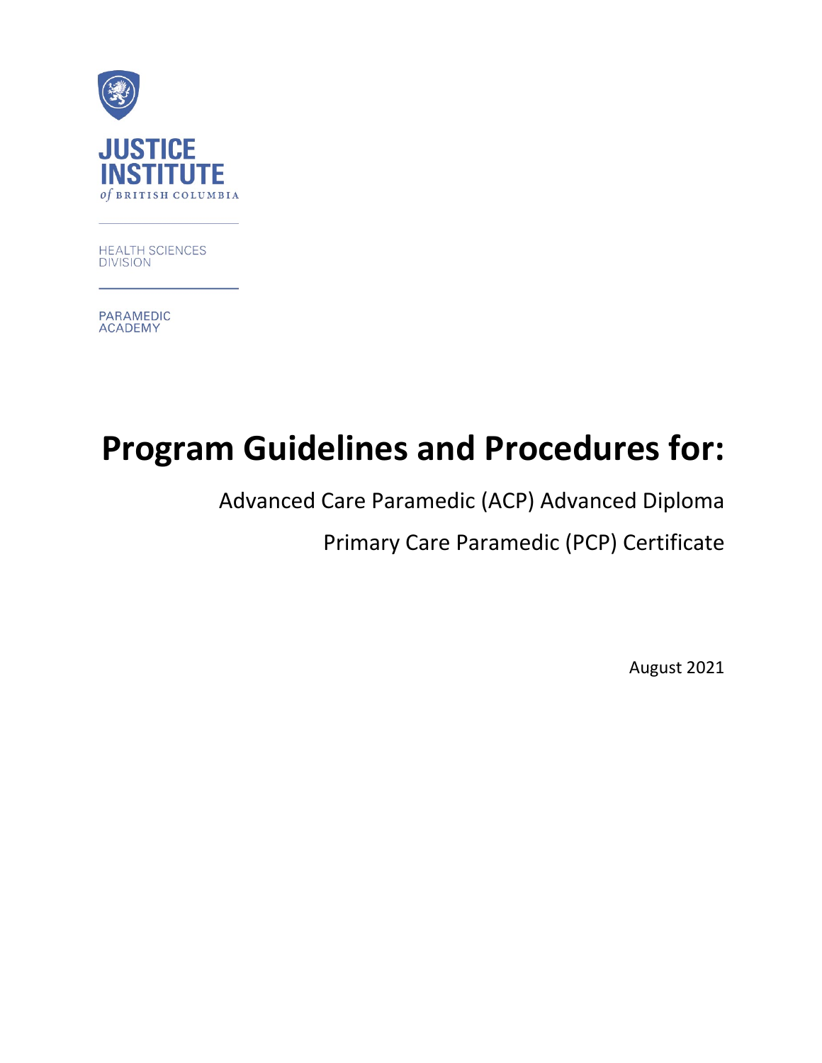JUSTICE INSTITUTE of BRITISH COLUMBIA

HEALTH SCIENCES DIVISION

PARAMEDIC ACADEMY

# Program Guidelines and Procedures for:

Advanced Care Paramedic (ACP) Advanced Diploma

Primary Care Paramedic (PCP) Certificate

August 2021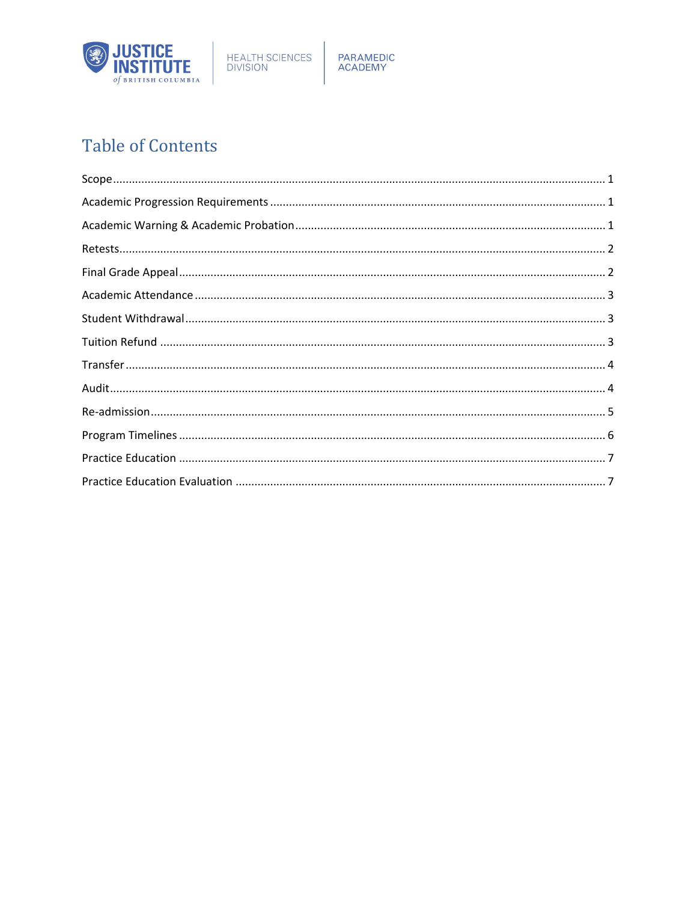# Table of Contents

Scope ........................................................................................................................................ 1

Academic Progression Requirements ...................................................................................... 1

Academic Warning & Academic Probation ............................................................................... 1

Retests........................................................................................................................................ 2

Final Grade Appeal ..................................................................................................................... 2

Academic Attendance ................................................................................................................ 3

Student Withdrawal ................................................................................................................... 3

Tuition Refund ........................................................................................................................... 3

Transfer ...................................................................................................................................... 4

Audit .......................................................................................................................................... 4

Re-admission .............................................................................................................................. 5

Program Timelines ..................................................................................................................... 6

Practice Education ..................................................................................................................... 7

Practice Education Evaluation ................................................................................................... 7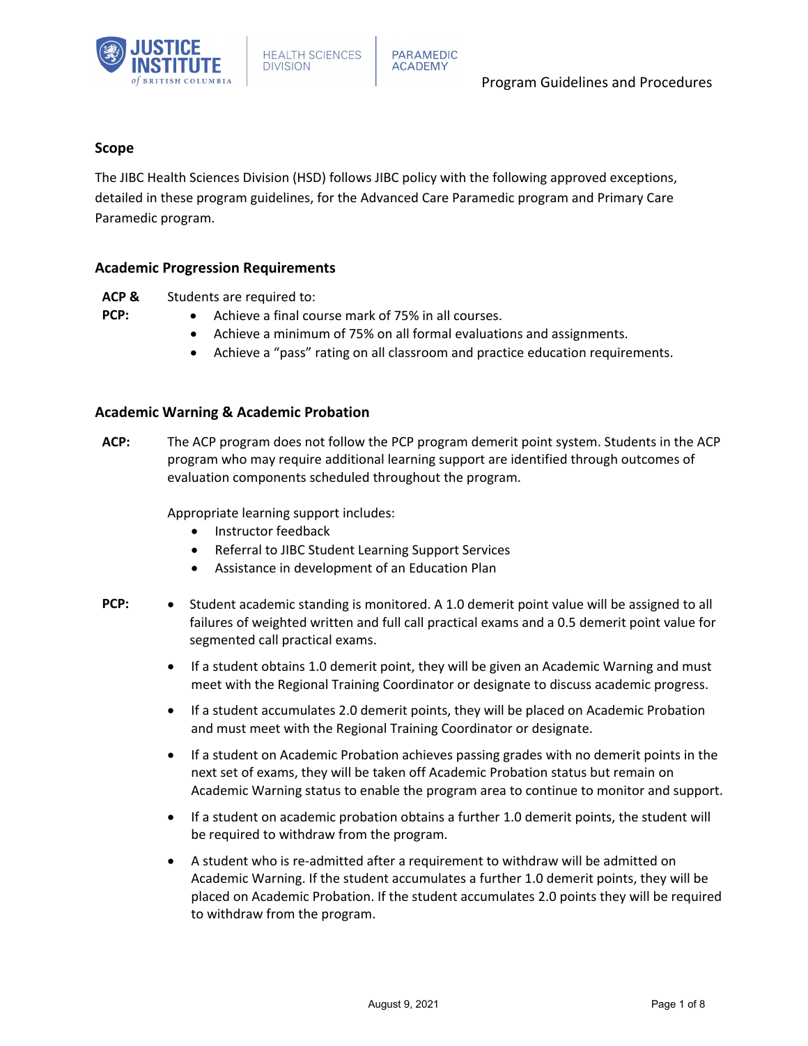Program Guidelines and Procedures

## Scope

The JIBC Health Sciences Division (HSD) follows JIBC policy with the following approved exceptions, detailed in these program guidelines, for the Advanced Care Paramedic program and Primary Care Paramedic program.

## Academic Progression Requirements

**ACP & PCP:** Students are required to:

- Achieve a final course mark of 75% in all courses.
- Achieve a minimum of 75% on all formal evaluations and assignments.
- Achieve a "pass" rating on all classroom and practice education requirements.

## Academic Warning & Academic Probation

**ACP:** The ACP program does not follow the PCP program demerit point system. Students in the ACP program who may require additional learning support are identified through outcomes of evaluation components scheduled throughout the program.

Appropriate learning support includes:

- Instructor feedback
- Referral to JIBC Student Learning Support Services
- Assistance in development of an Education Plan

**PCP:**

- Student academic standing is monitored. A 1.0 demerit point value will be assigned to all failures of weighted written and full call practical exams and a 0.5 demerit point value for segmented call practical exams.
- If a student obtains 1.0 demerit point, they will be given an Academic Warning and must meet with the Regional Training Coordinator or designate to discuss academic progress.
- If a student accumulates 2.0 demerit points, they will be placed on Academic Probation and must meet with the Regional Training Coordinator or designate.
- If a student on Academic Probation achieves passing grades with no demerit points in the next set of exams, they will be taken off Academic Probation status but remain on Academic Warning status to enable the program area to continue to monitor and support.
- If a student on academic probation obtains a further 1.0 demerit points, the student will be required to withdraw from the program.
- A student who is re-admitted after a requirement to withdraw will be admitted on Academic Warning. If the student accumulates a further 1.0 demerit points, they will be placed on Academic Probation. If the student accumulates 2.0 points they will be required to withdraw from the program.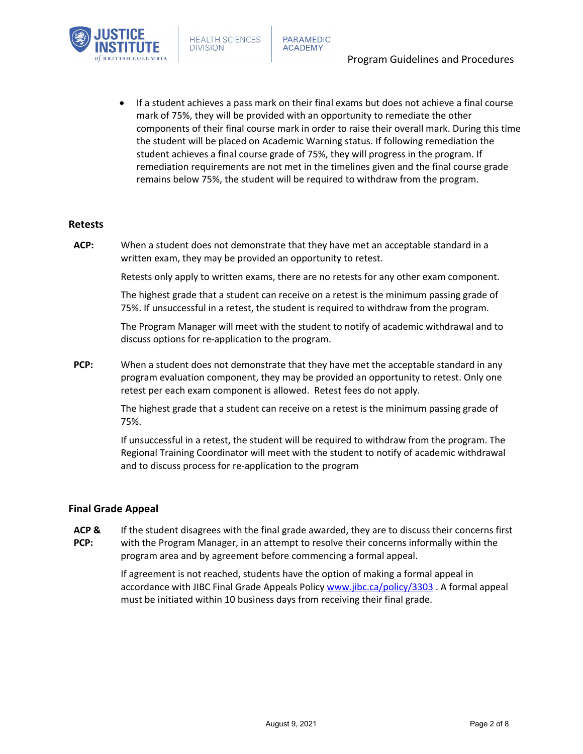- If a student achieves a pass mark on their final exams but does not achieve a final course mark of 75%, they will be provided with an opportunity to remediate the other components of their final course mark in order to raise their overall mark. During this time the student will be placed on Academic Warning status. If following remediation the student achieves a final course grade of 75%, they will progress in the program. If remediation requirements are not met in the timelines given and the final course grade remains below 75%, the student will be required to withdraw from the program.

### Retests

**ACP:** When a student does not demonstrate that they have met an acceptable standard in a written exam, they may be provided an opportunity to retest.

Retests only apply to written exams, there are no retests for any other exam component.

The highest grade that a student can receive on a retest is the minimum passing grade of 75%. If unsuccessful in a retest, the student is required to withdraw from the program.

The Program Manager will meet with the student to notify of academic withdrawal and to discuss options for re-application to the program.

**PCP:** When a student does not demonstrate that they have met the acceptable standard in any program evaluation component, they may be provided an opportunity to retest. Only one retest per each exam component is allowed. Retest fees do not apply.

The highest grade that a student can receive on a retest is the minimum passing grade of 75%.

If unsuccessful in a retest, the student will be required to withdraw from the program. The Regional Training Coordinator will meet with the student to notify of academic withdrawal and to discuss process for re-application to the program

### Final Grade Appeal

**ACP & PCP:** If the student disagrees with the final grade awarded, they are to discuss their concerns first with the Program Manager, in an attempt to resolve their concerns informally within the program area and by agreement before commencing a formal appeal.

If agreement is not reached, students have the option of making a formal appeal in accordance with JIBC Final Grade Appeals Policy www.jibc.ca/policy/3303 . A formal appeal must be initiated within 10 business days from receiving their final grade.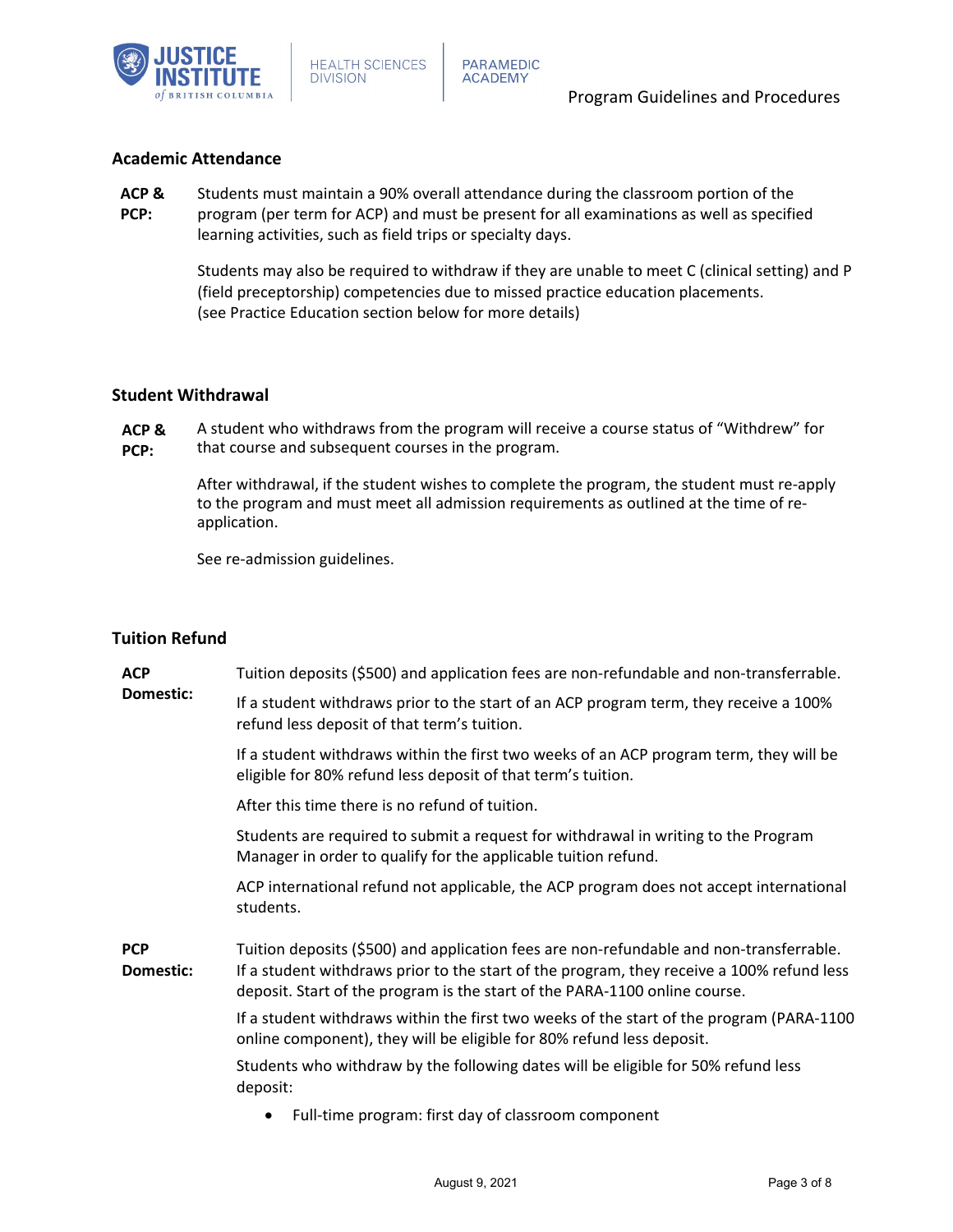## Academic Attendance

**ACP & PCP:** Students must maintain a 90% overall attendance during the classroom portion of the program (per term for ACP) and must be present for all examinations as well as specified learning activities, such as field trips or specialty days.

Students may also be required to withdraw if they are unable to meet C (clinical setting) and P (field preceptorship) competencies due to missed practice education placements. (see Practice Education section below for more details)

## Student Withdrawal

**ACP & PCP:** A student who withdraws from the program will receive a course status of "Withdrew" for that course and subsequent courses in the program.

After withdrawal, if the student wishes to complete the program, the student must re-apply to the program and must meet all admission requirements as outlined at the time of re-application.

See re-admission guidelines.

## Tuition Refund

**ACP Domestic:**

Tuition deposits ($500) and application fees are non-refundable and non-transferrable.

If a student withdraws prior to the start of an ACP program term, they receive a 100% refund less deposit of that term's tuition.

If a student withdraws within the first two weeks of an ACP program term, they will be eligible for 80% refund less deposit of that term's tuition.

After this time there is no refund of tuition.

Students are required to submit a request for withdrawal in writing to the Program Manager in order to qualify for the applicable tuition refund.

ACP international refund not applicable, the ACP program does not accept international students.

**PCP Domestic:**

Tuition deposits ($500) and application fees are non-refundable and non-transferrable. If a student withdraws prior to the start of the program, they receive a 100% refund less deposit. Start of the program is the start of the PARA-1100 online course.

If a student withdraws within the first two weeks of the start of the program (PARA-1100 online component), they will be eligible for 80% refund less deposit.

Students who withdraw by the following dates will be eligible for 50% refund less deposit:

- Full-time program: first day of classroom component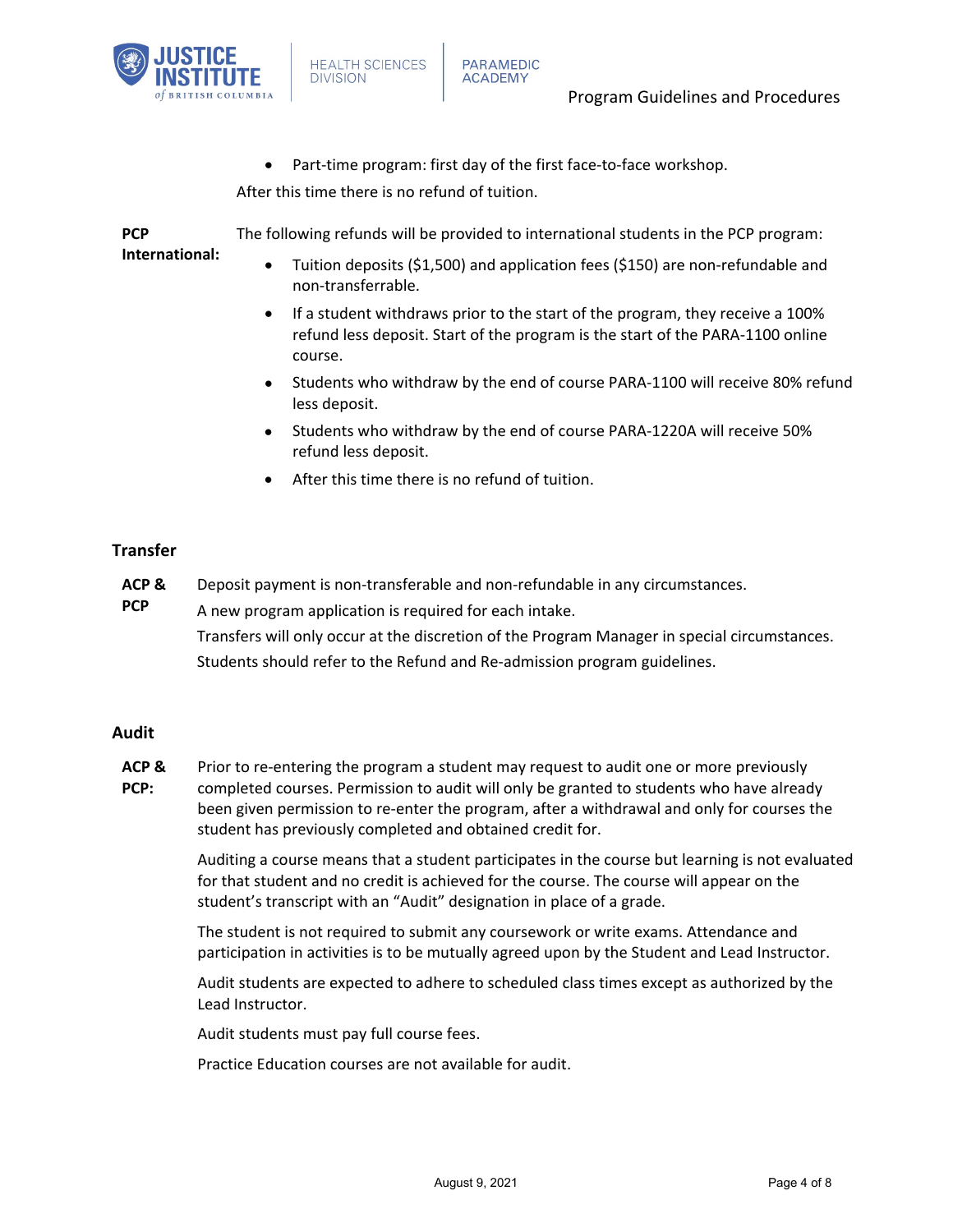- Part-time program: first day of the first face-to-face workshop.

After this time there is no refund of tuition.

**PCP International:** The following refunds will be provided to international students in the PCP program:

- Tuition deposits ($1,500) and application fees ($150) are non-refundable and non-transferrable.
- If a student withdraws prior to the start of the program, they receive a 100% refund less deposit. Start of the program is the start of the PARA-1100 online course.
- Students who withdraw by the end of course PARA-1100 will receive 80% refund less deposit.
- Students who withdraw by the end of course PARA-1220A will receive 50% refund less deposit.
- After this time there is no refund of tuition.

## Transfer

**ACP & PCP**

Deposit payment is non-transferable and non-refundable in any circumstances.

A new program application is required for each intake.

Transfers will only occur at the discretion of the Program Manager in special circumstances.

Students should refer to the Refund and Re-admission program guidelines.

## Audit

**ACP & PCP:**

Prior to re-entering the program a student may request to audit one or more previously completed courses. Permission to audit will only be granted to students who have already been given permission to re-enter the program, after a withdrawal and only for courses the student has previously completed and obtained credit for.

Auditing a course means that a student participates in the course but learning is not evaluated for that student and no credit is achieved for the course. The course will appear on the student's transcript with an "Audit" designation in place of a grade.

The student is not required to submit any coursework or write exams. Attendance and participation in activities is to be mutually agreed upon by the Student and Lead Instructor.

Audit students are expected to adhere to scheduled class times except as authorized by the Lead Instructor.

Audit students must pay full course fees.

Practice Education courses are not available for audit.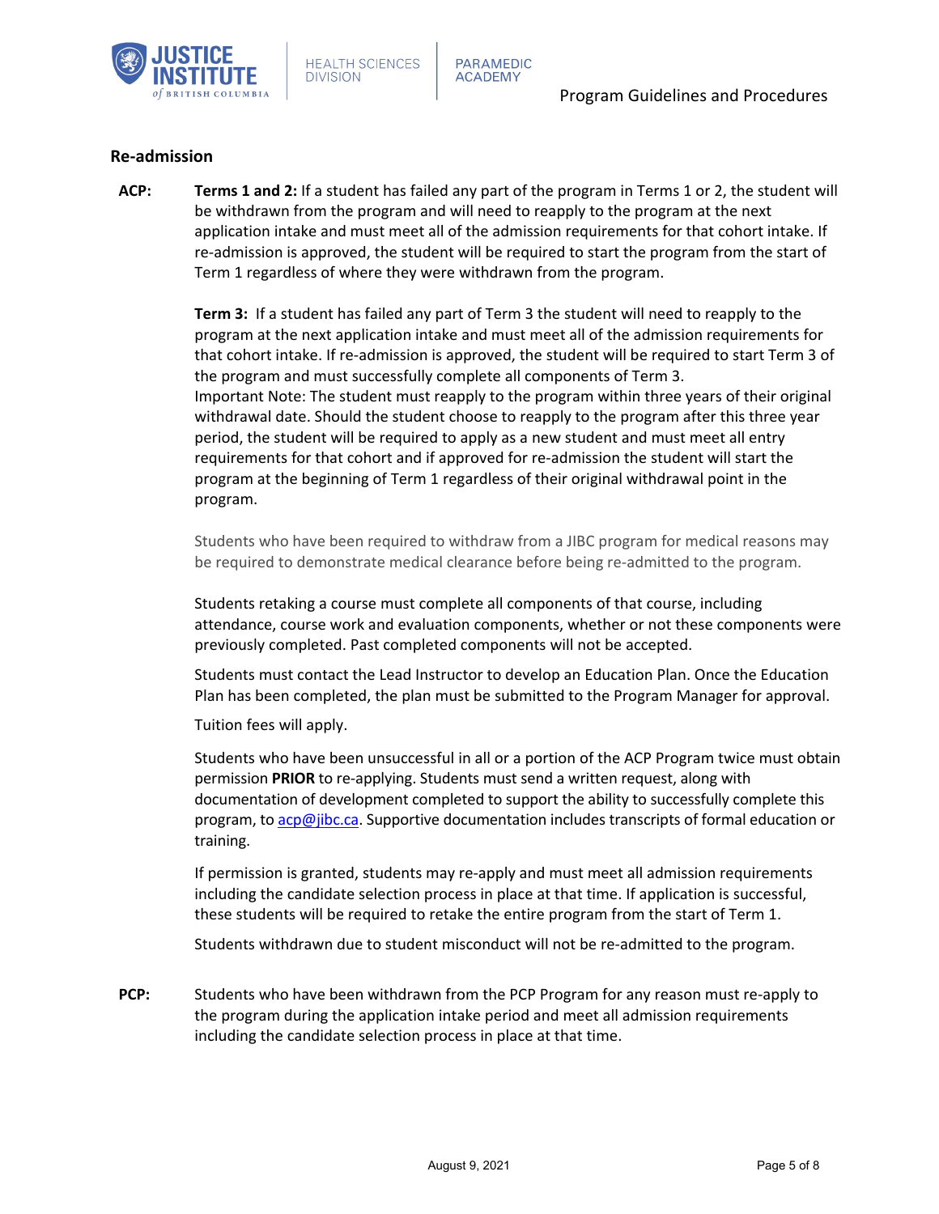## Re-admission

**ACP:**

**Terms 1 and 2:** If a student has failed any part of the program in Terms 1 or 2, the student will be withdrawn from the program and will need to reapply to the program at the next application intake and must meet all of the admission requirements for that cohort intake. If re-admission is approved, the student will be required to start the program from the start of Term 1 regardless of where they were withdrawn from the program.

**Term 3:** If a student has failed any part of Term 3 the student will need to reapply to the program at the next application intake and must meet all of the admission requirements for that cohort intake. If re-admission is approved, the student will be required to start Term 3 of the program and must successfully complete all components of Term 3.
Important Note: The student must reapply to the program within three years of their original withdrawal date. Should the student choose to reapply to the program after this three year period, the student will be required to apply as a new student and must meet all entry requirements for that cohort and if approved for re-admission the student will start the program at the beginning of Term 1 regardless of their original withdrawal point in the program.

Students who have been required to withdraw from a JIBC program for medical reasons may be required to demonstrate medical clearance before being re-admitted to the program.

Students retaking a course must complete all components of that course, including attendance, course work and evaluation components, whether or not these components were previously completed. Past completed components will not be accepted.

Students must contact the Lead Instructor to develop an Education Plan. Once the Education Plan has been completed, the plan must be submitted to the Program Manager for approval.

Tuition fees will apply.

Students who have been unsuccessful in all or a portion of the ACP Program twice must obtain permission **PRIOR** to re-applying. Students must send a written request, along with documentation of development completed to support the ability to successfully complete this program, to acp@jibc.ca. Supportive documentation includes transcripts of formal education or training.

If permission is granted, students may re-apply and must meet all admission requirements including the candidate selection process in place at that time. If application is successful, these students will be required to retake the entire program from the start of Term 1.

Students withdrawn due to student misconduct will not be re-admitted to the program.

**PCP:**

Students who have been withdrawn from the PCP Program for any reason must re-apply to the program during the application intake period and meet all admission requirements including the candidate selection process in place at that time.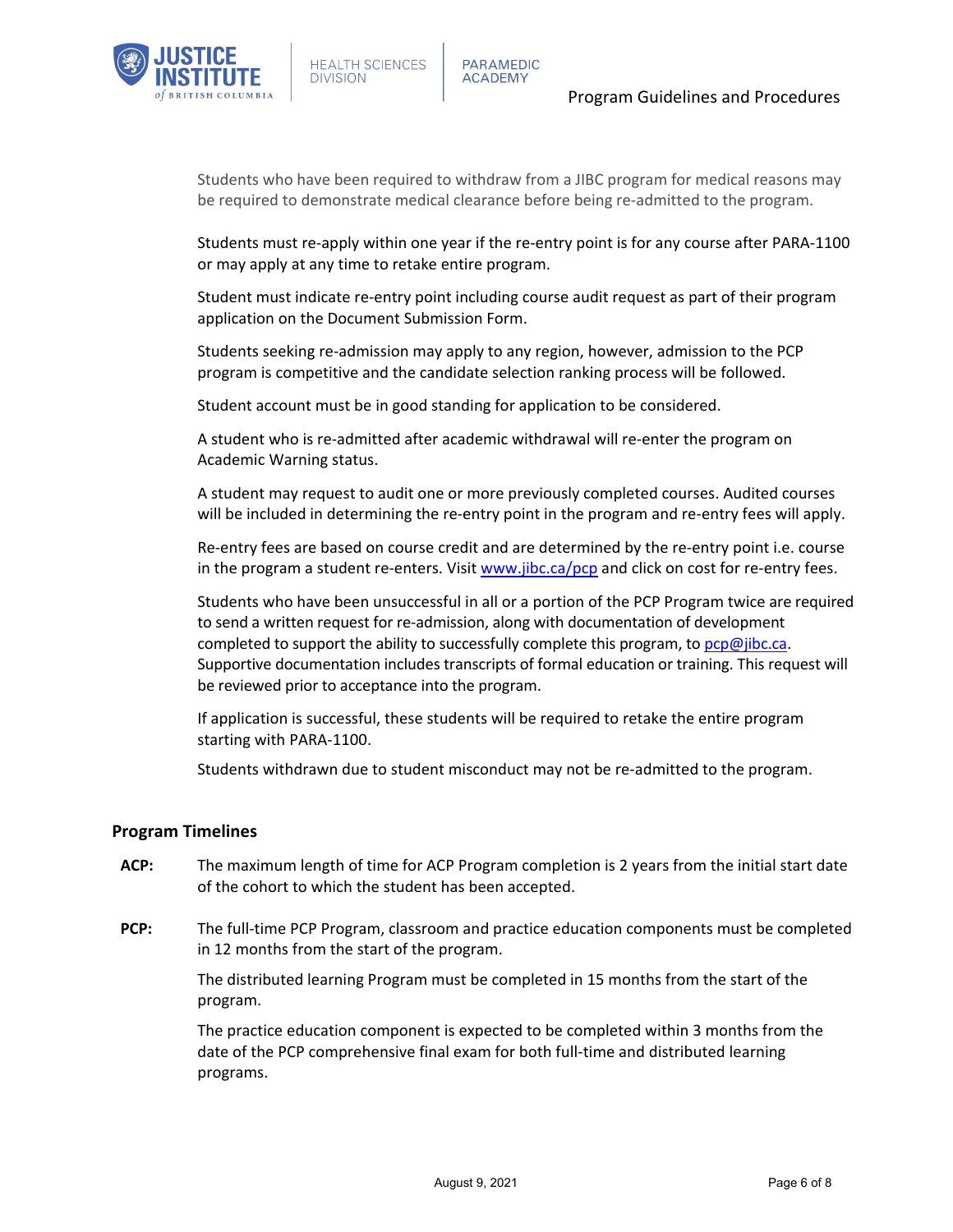Students who have been required to withdraw from a JIBC program for medical reasons may be required to demonstrate medical clearance before being re-admitted to the program.

Students must re-apply within one year if the re-entry point is for any course after PARA-1100 or may apply at any time to retake entire program.

Student must indicate re-entry point including course audit request as part of their program application on the Document Submission Form.

Students seeking re-admission may apply to any region, however, admission to the PCP program is competitive and the candidate selection ranking process will be followed.

Student account must be in good standing for application to be considered.

A student who is re-admitted after academic withdrawal will re-enter the program on Academic Warning status.

A student may request to audit one or more previously completed courses. Audited courses will be included in determining the re-entry point in the program and re-entry fees will apply.

Re-entry fees are based on course credit and are determined by the re-entry point i.e. course in the program a student re-enters. Visit [www.jibc.ca/pcp](www.jibc.ca/pcp) and click on cost for re-entry fees.

Students who have been unsuccessful in all or a portion of the PCP Program twice are required to send a written request for re-admission, along with documentation of development completed to support the ability to successfully complete this program, to [pcp@jibc.ca](mailto:pcp@jibc.ca). Supportive documentation includes transcripts of formal education or training. This request will be reviewed prior to acceptance into the program.

If application is successful, these students will be required to retake the entire program starting with PARA-1100.

Students withdrawn due to student misconduct may not be re-admitted to the program.

### Program Timelines

**ACP:** The maximum length of time for ACP Program completion is 2 years from the initial start date of the cohort to which the student has been accepted.

**PCP:** The full-time PCP Program, classroom and practice education components must be completed in 12 months from the start of the program.

The distributed learning Program must be completed in 15 months from the start of the program.

The practice education component is expected to be completed within 3 months from the date of the PCP comprehensive final exam for both full-time and distributed learning programs.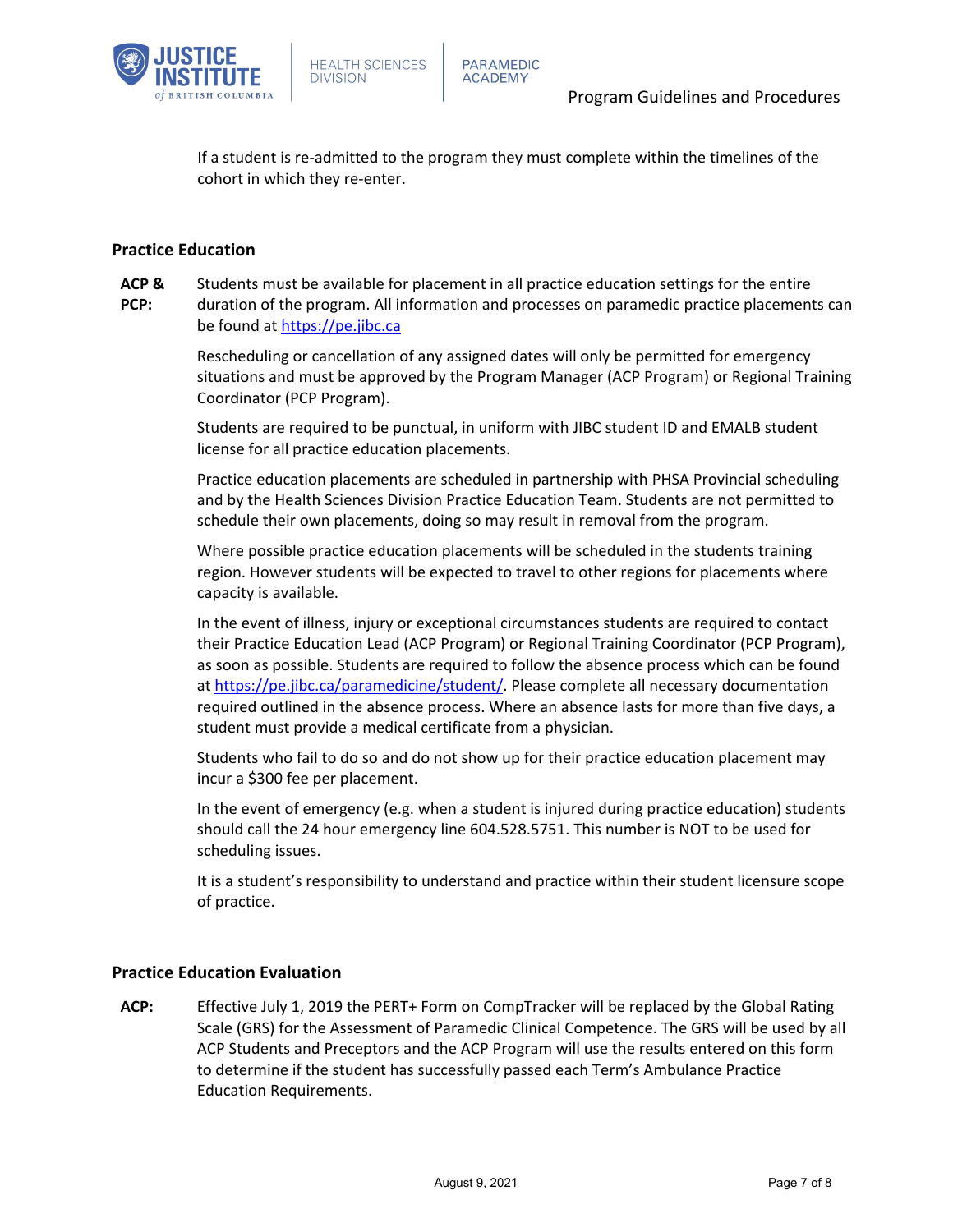If a student is re-admitted to the program they must complete within the timelines of the cohort in which they re-enter.

## Practice Education

**ACP & PCP:** Students must be available for placement in all practice education settings for the entire duration of the program. All information and processes on paramedic practice placements can be found at https://pe.jibc.ca

Rescheduling or cancellation of any assigned dates will only be permitted for emergency situations and must be approved by the Program Manager (ACP Program) or Regional Training Coordinator (PCP Program).

Students are required to be punctual, in uniform with JIBC student ID and EMALB student license for all practice education placements.

Practice education placements are scheduled in partnership with PHSA Provincial scheduling and by the Health Sciences Division Practice Education Team. Students are not permitted to schedule their own placements, doing so may result in removal from the program.

Where possible practice education placements will be scheduled in the students training region. However students will be expected to travel to other regions for placements where capacity is available.

In the event of illness, injury or exceptional circumstances students are required to contact their Practice Education Lead (ACP Program) or Regional Training Coordinator (PCP Program), as soon as possible. Students are required to follow the absence process which can be found at https://pe.jibc.ca/paramedicine/student/. Please complete all necessary documentation required outlined in the absence process. Where an absence lasts for more than five days, a student must provide a medical certificate from a physician.

Students who fail to do so and do not show up for their practice education placement may incur a $300 fee per placement.

In the event of emergency (e.g. when a student is injured during practice education) students should call the 24 hour emergency line 604.528.5751. This number is NOT to be used for scheduling issues.

It is a student's responsibility to understand and practice within their student licensure scope of practice.

## Practice Education Evaluation

**ACP:** Effective July 1, 2019 the PERT+ Form on CompTracker will be replaced by the Global Rating Scale (GRS) for the Assessment of Paramedic Clinical Competence. The GRS will be used by all ACP Students and Preceptors and the ACP Program will use the results entered on this form to determine if the student has successfully passed each Term's Ambulance Practice Education Requirements.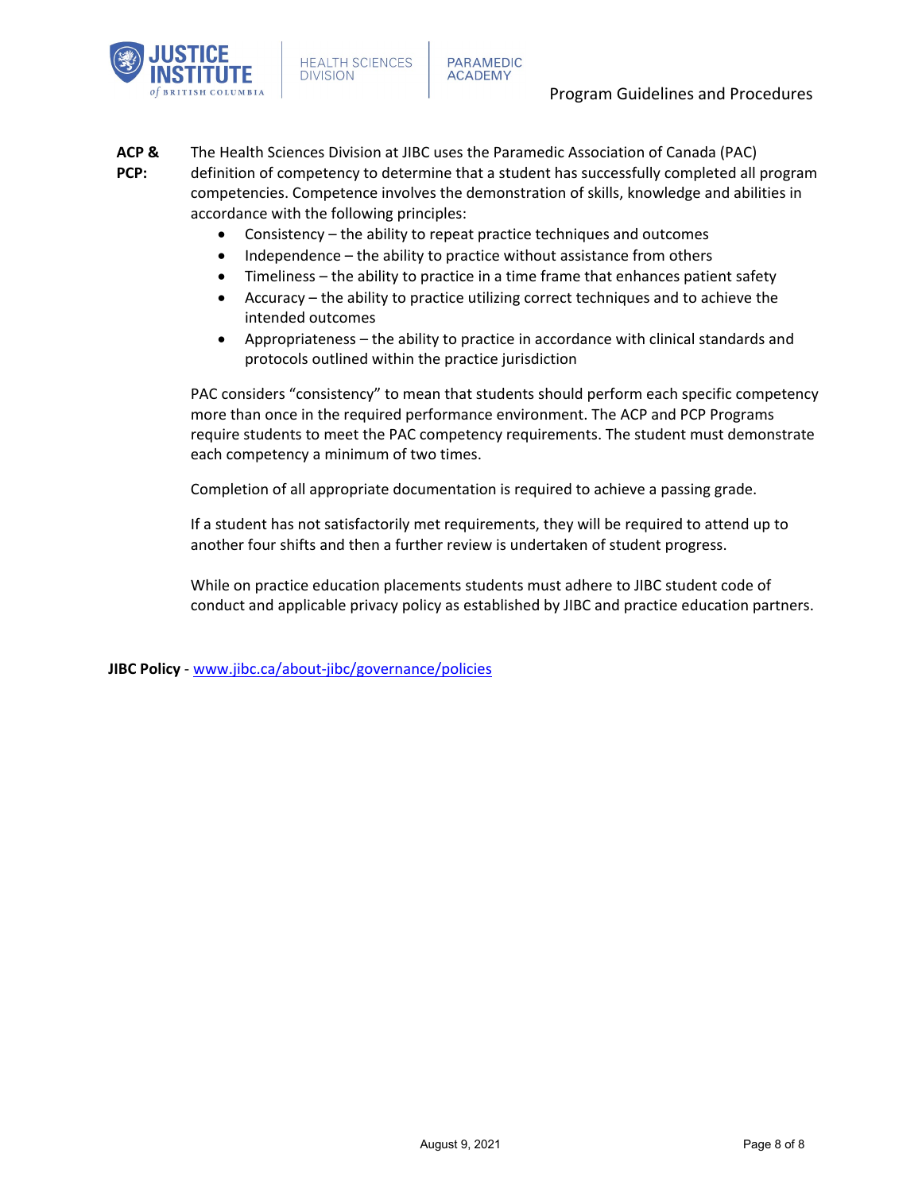**ACP & PCP:** The Health Sciences Division at JIBC uses the Paramedic Association of Canada (PAC) definition of competency to determine that a student has successfully completed all program competencies. Competence involves the demonstration of skills, knowledge and abilities in accordance with the following principles:

- Consistency – the ability to repeat practice techniques and outcomes
- Independence – the ability to practice without assistance from others
- Timeliness – the ability to practice in a time frame that enhances patient safety
- Accuracy – the ability to practice utilizing correct techniques and to achieve the intended outcomes
- Appropriateness – the ability to practice in accordance with clinical standards and protocols outlined within the practice jurisdiction

PAC considers "consistency" to mean that students should perform each specific competency more than once in the required performance environment. The ACP and PCP Programs require students to meet the PAC competency requirements. The student must demonstrate each competency a minimum of two times.

Completion of all appropriate documentation is required to achieve a passing grade.

If a student has not satisfactorily met requirements, they will be required to attend up to another four shifts and then a further review is undertaken of student progress.

While on practice education placements students must adhere to JIBC student code of conduct and applicable privacy policy as established by JIBC and practice education partners.

**JIBC Policy** - [www.jibc.ca/about-jibc/governance/policies](http://www.jibc.ca/about-jibc/governance/policies)